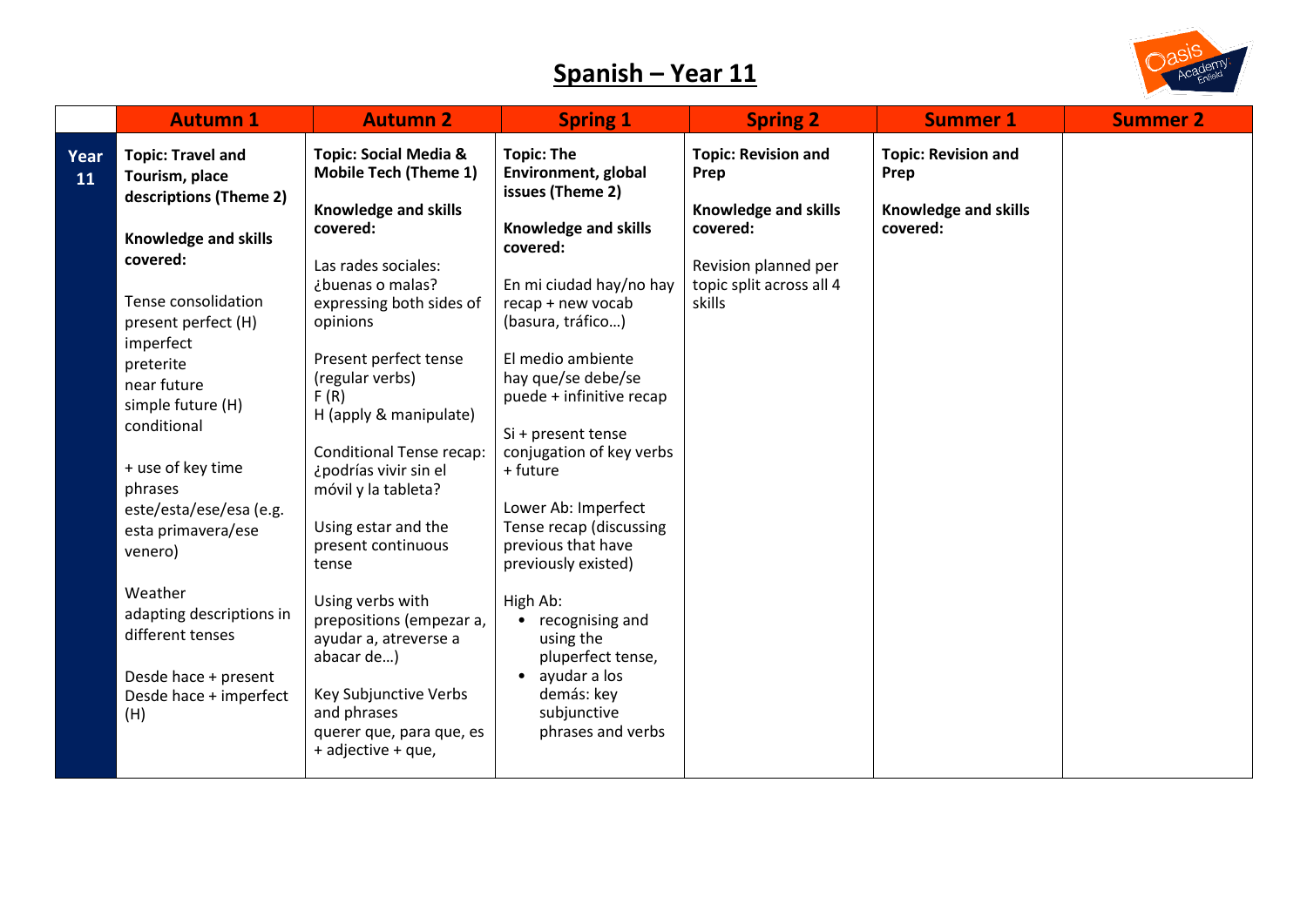# Spanish – Year 11

| | Autumn 1 | Autumn 2 | Spring 1 | Spring 2 | Summer 1 | Summer 2 |
|---|---|---|---|---|---|---|
| **Year 11** | **Topic: Travel and Tourism, place descriptions (Theme 2)**<br><br>**Knowledge and skills covered:**<br><br>Tense consolidation<br>present perfect (H)<br>imperfect<br>preterite<br>near future<br>simple future (H)<br>conditional<br><br>+ use of key time phrases<br>este/esta/ese/esa (e.g. esta primavera/ese venero)<br><br>Weather<br>adapting descriptions in different tenses<br><br>Desde hace + present<br>Desde hace + imperfect (H) | **Topic: Social Media & Mobile Tech (Theme 1)**<br><br>**Knowledge and skills covered:**<br><br>Las rades sociales: ¿buenas o malas? expressing both sides of opinions<br><br>Present perfect tense (regular verbs)<br>F (R)<br>H (apply & manipulate)<br><br>Conditional Tense recap: ¿podrías vivir sin el móvil y la tableta?<br><br>Using estar and the present continuous tense<br><br>Using verbs with prepositions (empezar a, ayudar a, atreverse a abacar de…)<br><br>Key Subjunctive Verbs and phrases<br>querer que, para que, es + adjective + que, | **Topic: The Environment, global issues (Theme 2)**<br><br>**Knowledge and skills covered:**<br><br>En mi ciudad hay/no hay recap + new vocab (basura, tráfico…)<br><br>El medio ambiente hay que/se debe/se puede + infinitive recap<br><br>Si + present tense conjugation of key verbs + future<br><br>Lower Ab: Imperfect Tense recap (discussing previous that have previously existed)<br><br>High Ab:<br>• recognising and using the pluperfect tense,<br>• ayudar a los demás: key subjunctive phrases and verbs | **Topic: Revision and Prep**<br><br>**Knowledge and skills covered:**<br><br>Revision planned per topic split across all 4 skills | **Topic: Revision and Prep**<br><br>**Knowledge and skills covered:** | |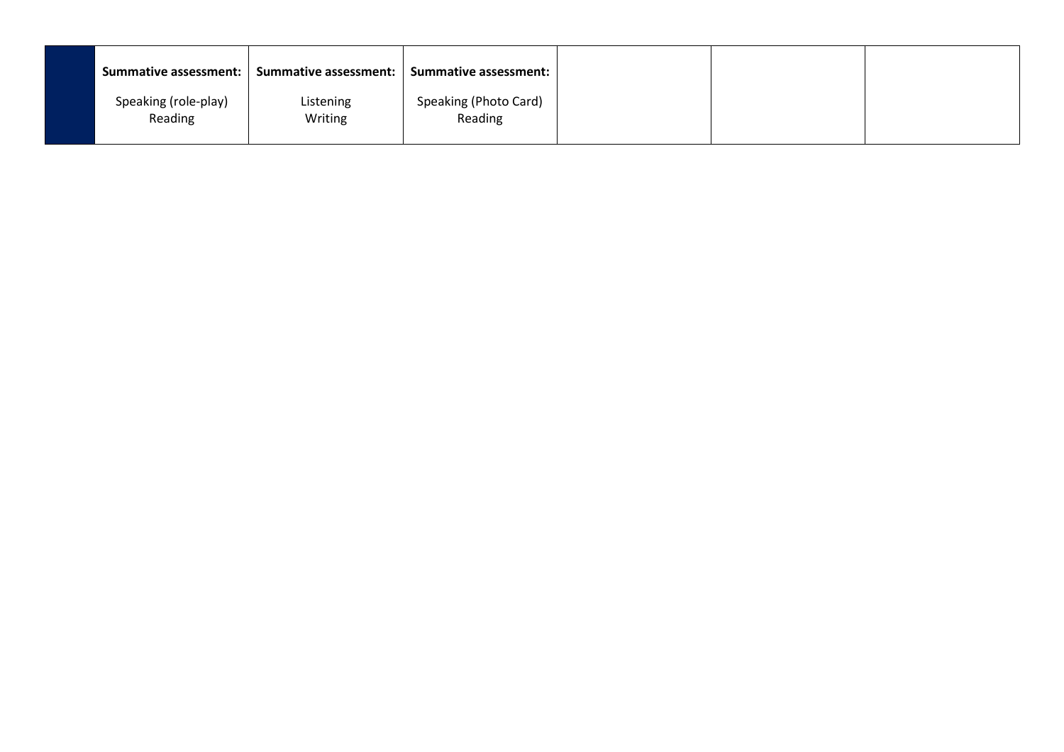| | | | | | | |
|---|---|---|---|---|---|---|
| | **Summative assessment:**<br><br>Speaking (role-play)<br>Reading | **Summative assessment:**<br><br>Listening<br>Writing | **Summative assessment:**<br><br>Speaking (Photo Card)<br>Reading | | | |